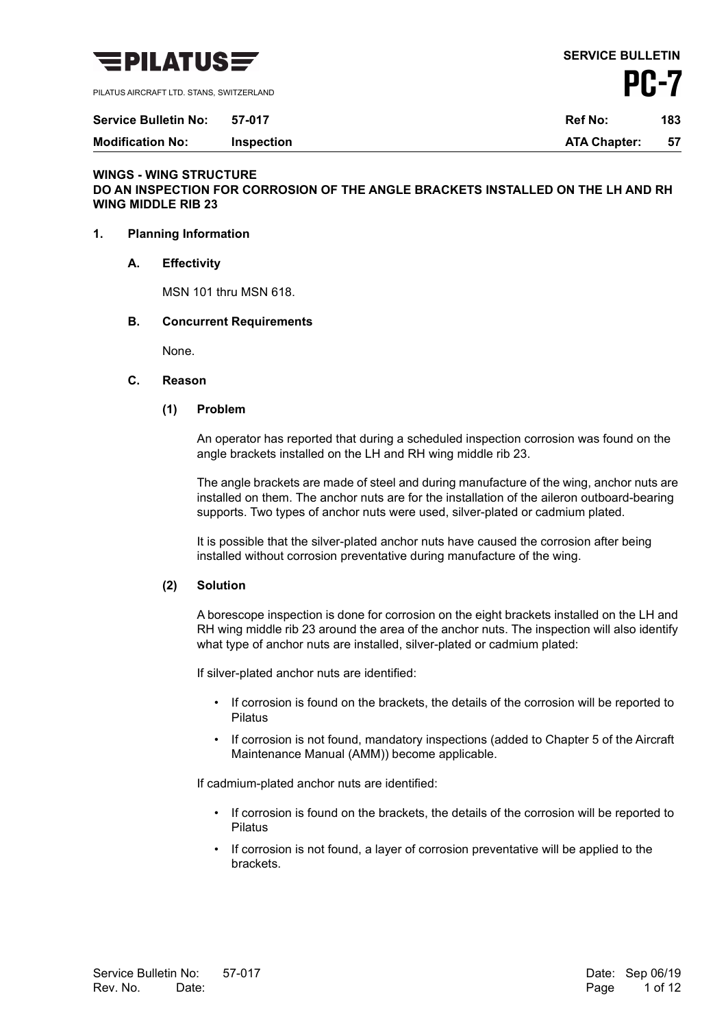**PILATUS**

PILATUS AIRCRAFT LTD. STANS, SWITZERLAND

**SERVICE BULLETIN**

**PC-7**

| **Service Bulletin No:** | **57-017** | **Ref No:** | **183** |
|---|---|---|---|
| **Modification No:** | **Inspection** | **ATA Chapter:** | **57** |

**WINGS - WING STRUCTURE**
**DO AN INSPECTION FOR CORROSION OF THE ANGLE BRACKETS INSTALLED ON THE LH AND RH WING MIDDLE RIB 23**

## 1. Planning Information

### A. Effectivity

MSN 101 thru MSN 618.

### B. Concurrent Requirements

None.

### C. Reason

#### (1) Problem

An operator has reported that during a scheduled inspection corrosion was found on the angle brackets installed on the LH and RH wing middle rib 23.

The angle brackets are made of steel and during manufacture of the wing, anchor nuts are installed on them. The anchor nuts are for the installation of the aileron outboard-bearing supports. Two types of anchor nuts were used, silver-plated or cadmium plated.

It is possible that the silver-plated anchor nuts have caused the corrosion after being installed without corrosion preventative during manufacture of the wing.

#### (2) Solution

A borescope inspection is done for corrosion on the eight brackets installed on the LH and RH wing middle rib 23 around the area of the anchor nuts. The inspection will also identify what type of anchor nuts are installed, silver-plated or cadmium plated:

If silver-plated anchor nuts are identified:

- If corrosion is found on the brackets, the details of the corrosion will be reported to Pilatus
- If corrosion is not found, mandatory inspections (added to Chapter 5 of the Aircraft Maintenance Manual (AMM)) become applicable.

If cadmium-plated anchor nuts are identified:

- If corrosion is found on the brackets, the details of the corrosion will be reported to Pilatus
- If corrosion is not found, a layer of corrosion preventative will be applied to the brackets.

Service Bulletin No: 57-017 Date: Sep 06/19
Rev. No. Date: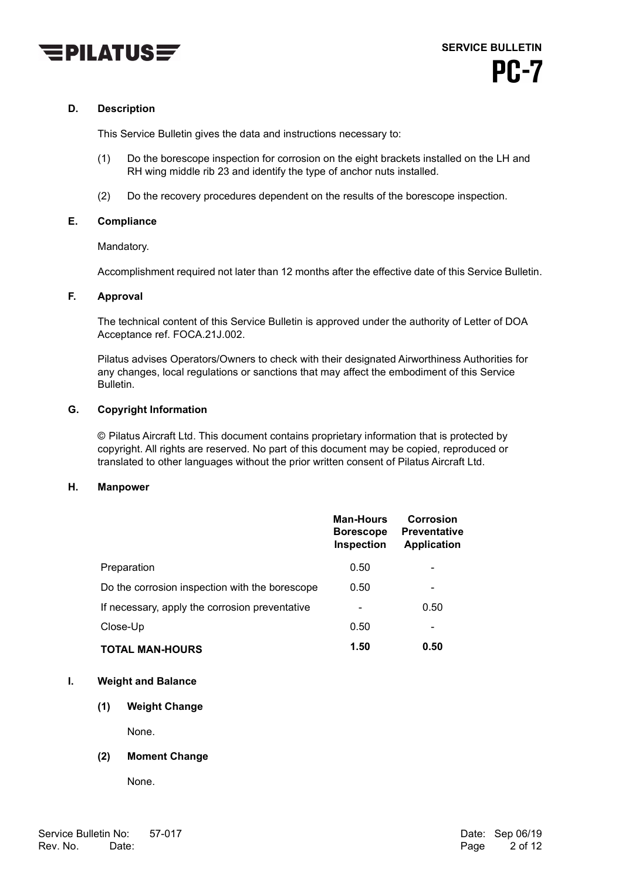## D. Description

This Service Bulletin gives the data and instructions necessary to:

(1) Do the borescope inspection for corrosion on the eight brackets installed on the LH and RH wing middle rib 23 and identify the type of anchor nuts installed.

(2) Do the recovery procedures dependent on the results of the borescope inspection.

## E. Compliance

Mandatory.

Accomplishment required not later than 12 months after the effective date of this Service Bulletin.

## F. Approval

The technical content of this Service Bulletin is approved under the authority of Letter of DOA Acceptance ref. FOCA.21J.002.

Pilatus advises Operators/Owners to check with their designated Airworthiness Authorities for any changes, local regulations or sanctions that may affect the embodiment of this Service Bulletin.

## G. Copyright Information

© Pilatus Aircraft Ltd. This document contains proprietary information that is protected by copyright. All rights are reserved. No part of this document may be copied, reproduced or translated to other languages without the prior written consent of Pilatus Aircraft Ltd.

## H. Manpower

| | Man-Hours Borescope Inspection | Corrosion Preventative Application |
|---|---|---|
| Preparation | 0.50 | - |
| Do the corrosion inspection with the borescope | 0.50 | - |
| If necessary, apply the corrosion preventative | - | 0.50 |
| Close-Up | 0.50 | - |
| **TOTAL MAN-HOURS** | **1.50** | **0.50** |

## I. Weight and Balance

### (1) Weight Change

None.

### (2) Moment Change

None.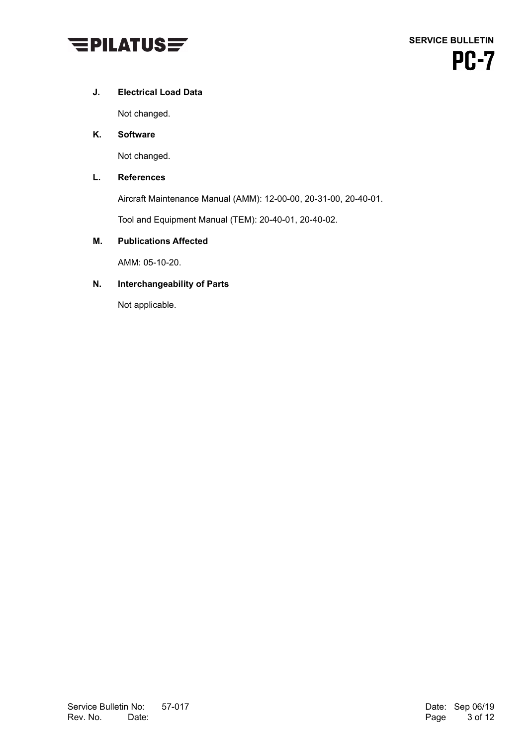**J. Electrical Load Data**

Not changed.

**K. Software**

Not changed.

**L. References**

Aircraft Maintenance Manual (AMM): 12-00-00, 20-31-00, 20-40-01.

Tool and Equipment Manual (TEM): 20-40-01, 20-40-02.

**M. Publications Affected**

AMM: 05-10-20.

**N. Interchangeability of Parts**

Not applicable.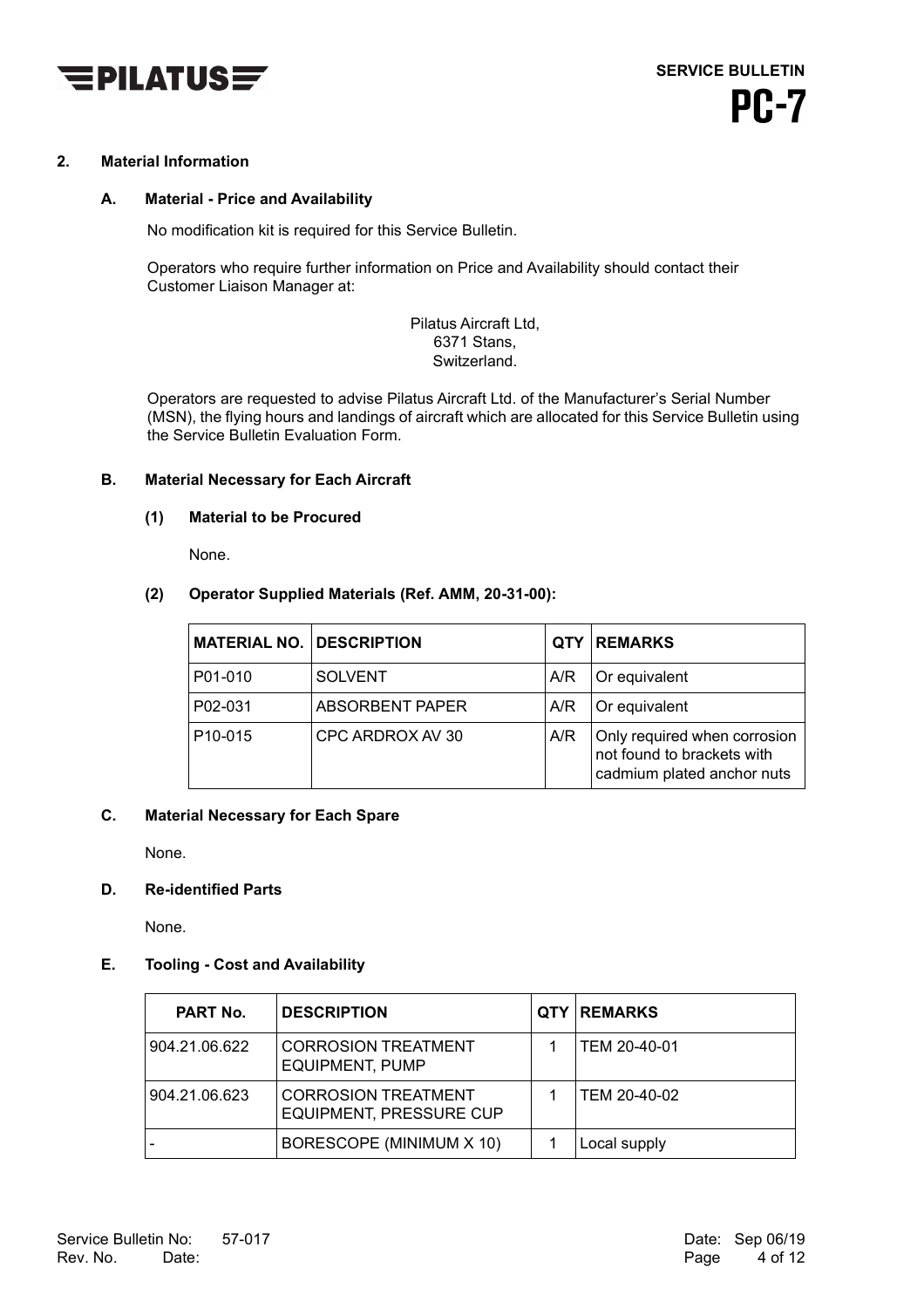## 2. Material Information

### A. Material - Price and Availability

No modification kit is required for this Service Bulletin.

Operators who require further information on Price and Availability should contact their Customer Liaison Manager at:

Pilatus Aircraft Ltd,
6371 Stans,
Switzerland.

Operators are requested to advise Pilatus Aircraft Ltd. of the Manufacturer's Serial Number (MSN), the flying hours and landings of aircraft which are allocated for this Service Bulletin using the Service Bulletin Evaluation Form.

### B. Material Necessary for Each Aircraft

#### (1) Material to be Procured

None.

#### (2) Operator Supplied Materials (Ref. AMM, 20-31-00):

| MATERIAL NO. | DESCRIPTION | QTY | REMARKS |
|---|---|---|---|
| P01-010 | SOLVENT | A/R | Or equivalent |
| P02-031 | ABSORBENT PAPER | A/R | Or equivalent |
| P10-015 | CPC ARDROX AV 30 | A/R | Only required when corrosion not found to brackets with cadmium plated anchor nuts |

### C. Material Necessary for Each Spare

None.

### D. Re-identified Parts

None.

### E. Tooling - Cost and Availability

| PART No. | DESCRIPTION | QTY | REMARKS |
|---|---|---|---|
| 904.21.06.622 | CORROSION TREATMENT EQUIPMENT, PUMP | 1 | TEM 20-40-01 |
| 904.21.06.623 | CORROSION TREATMENT EQUIPMENT, PRESSURE CUP | 1 | TEM 20-40-02 |
| - | BORESCOPE (MINIMUM X 10) | 1 | Local supply |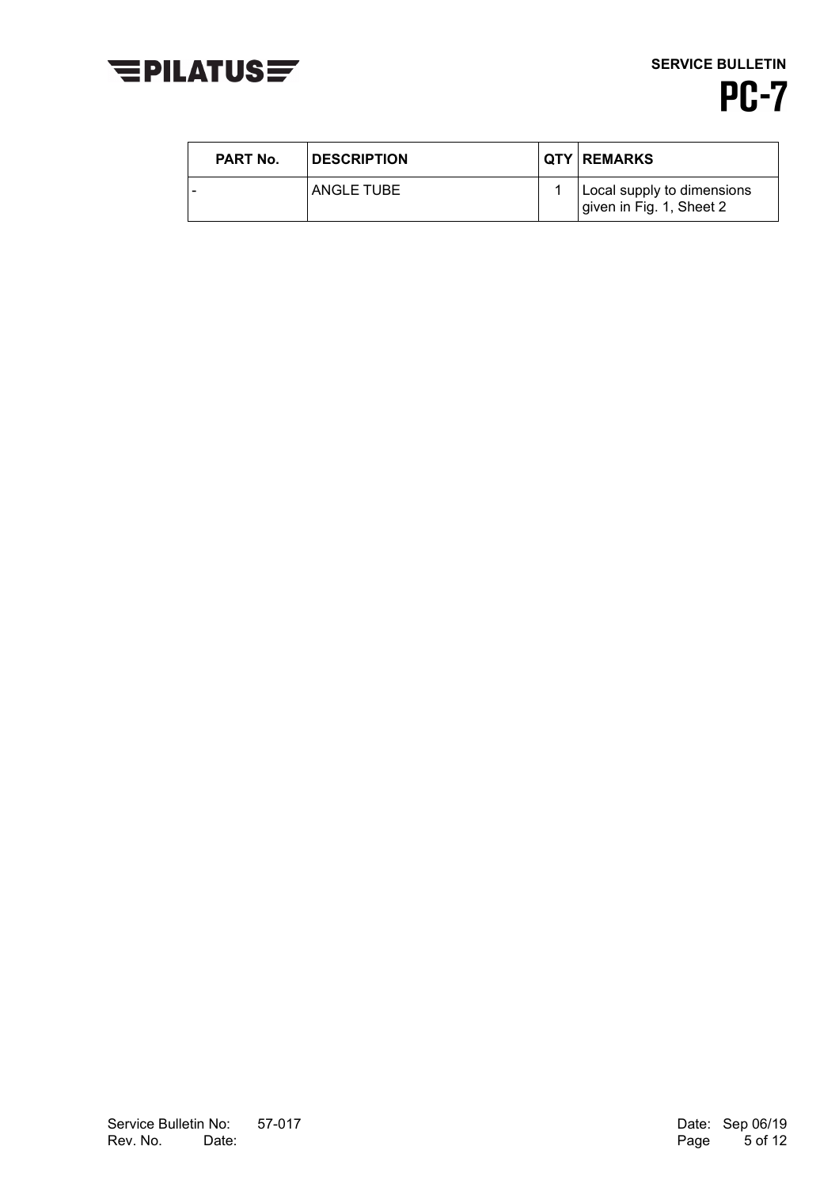| PART No. | DESCRIPTION | QTY | REMARKS |
|---|---|---|---|
| - | ANGLE TUBE | 1 | Local supply to dimensions given in Fig. 1, Sheet 2 |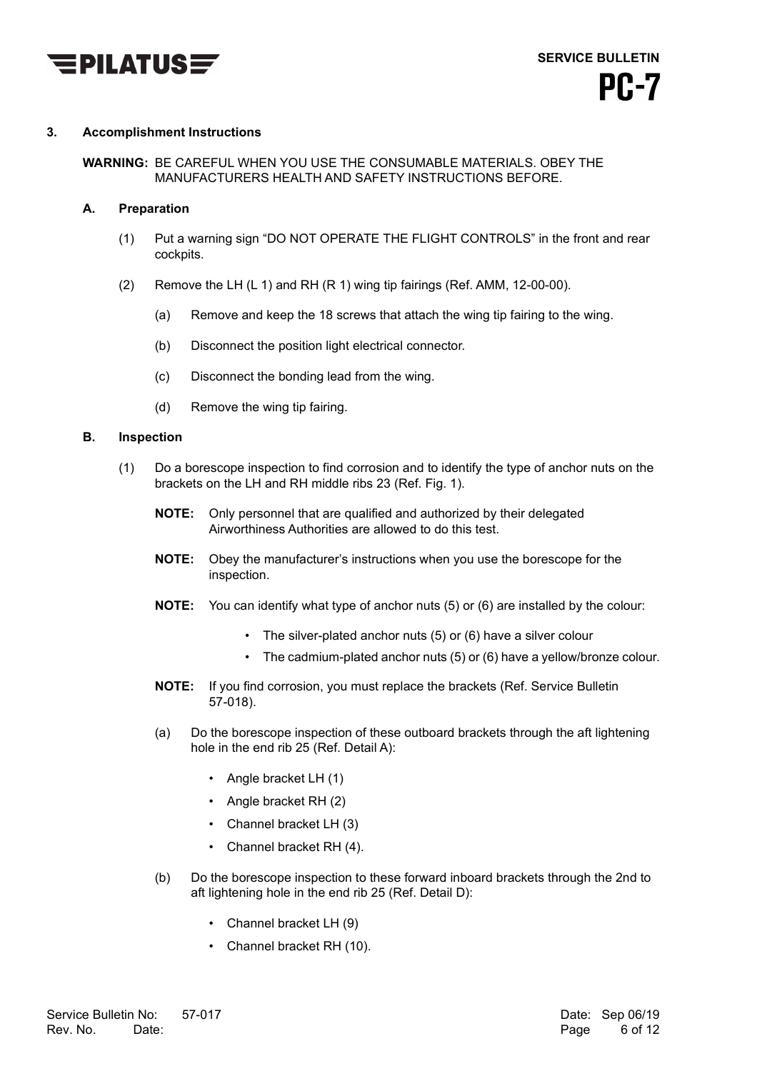### 3. Accomplishment Instructions

**WARNING:** BE CAREFUL WHEN YOU USE THE CONSUMABLE MATERIALS. OBEY THE MANUFACTURERS HEALTH AND SAFETY INSTRUCTIONS BEFORE.

#### A. Preparation

(1) Put a warning sign “DO NOT OPERATE THE FLIGHT CONTROLS” in the front and rear cockpits.

(2) Remove the LH (L 1) and RH (R 1) wing tip fairings (Ref. AMM, 12-00-00).

  (a) Remove and keep the 18 screws that attach the wing tip fairing to the wing.

  (b) Disconnect the position light electrical connector.

  (c) Disconnect the bonding lead from the wing.

  (d) Remove the wing tip fairing.

#### B. Inspection

(1) Do a borescope inspection to find corrosion and to identify the type of anchor nuts on the brackets on the LH and RH middle ribs 23 (Ref. Fig. 1).

**NOTE:** Only personnel that are qualified and authorized by their delegated Airworthiness Authorities are allowed to do this test.

**NOTE:** Obey the manufacturer’s instructions when you use the borescope for the inspection.

**NOTE:** You can identify what type of anchor nuts (5) or (6) are installed by the colour:

- The silver-plated anchor nuts (5) or (6) have a silver colour
- The cadmium-plated anchor nuts (5) or (6) have a yellow/bronze colour.

**NOTE:** If you find corrosion, you must replace the brackets (Ref. Service Bulletin 57-018).

  (a) Do the borescope inspection of these outboard brackets through the aft lightening hole in the end rib 25 (Ref. Detail A):

  - Angle bracket LH (1)
  - Angle bracket RH (2)
  - Channel bracket LH (3)
  - Channel bracket RH (4).

  (b) Do the borescope inspection to these forward inboard brackets through the 2nd to aft lightening hole in the end rib 25 (Ref. Detail D):

  - Channel bracket LH (9)
  - Channel bracket RH (10).

Service Bulletin No: 57-017 Date: Sep 06/19
Rev. No. Date: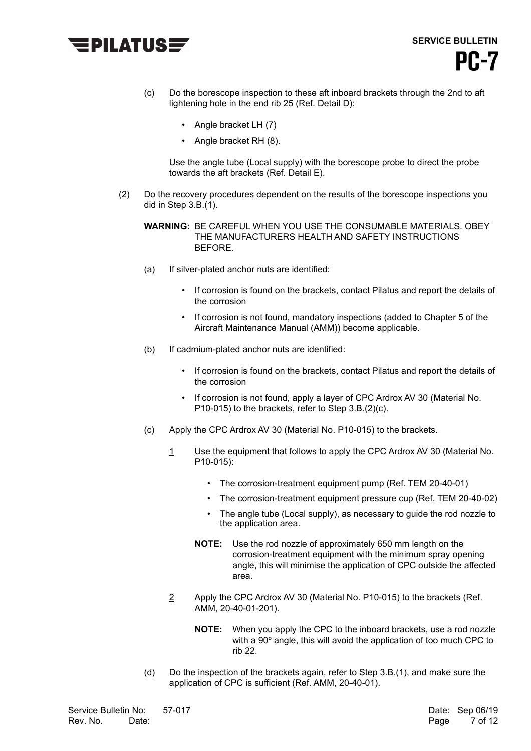(c) Do the borescope inspection to these aft inboard brackets through the 2nd to aft lightening hole in the end rib 25 (Ref. Detail D):

- Angle bracket LH (7)
- Angle bracket RH (8).

Use the angle tube (Local supply) with the borescope probe to direct the probe towards the aft brackets (Ref. Detail E).

(2) Do the recovery procedures dependent on the results of the borescope inspections you did in Step 3.B.(1).

**WARNING:** BE CAREFUL WHEN YOU USE THE CONSUMABLE MATERIALS. OBEY THE MANUFACTURERS HEALTH AND SAFETY INSTRUCTIONS BEFORE.

(a) If silver-plated anchor nuts are identified:

- If corrosion is found on the brackets, contact Pilatus and report the details of the corrosion
- If corrosion is not found, mandatory inspections (added to Chapter 5 of the Aircraft Maintenance Manual (AMM)) become applicable.

(b) If cadmium-plated anchor nuts are identified:

- If corrosion is found on the brackets, contact Pilatus and report the details of the corrosion
- If corrosion is not found, apply a layer of CPC Ardrox AV 30 (Material No. P10-015) to the brackets, refer to Step 3.B.(2)(c).

(c) Apply the CPC Ardrox AV 30 (Material No. P10-015) to the brackets.

1 Use the equipment that follows to apply the CPC Ardrox AV 30 (Material No. P10-015):

- The corrosion-treatment equipment pump (Ref. TEM 20-40-01)
- The corrosion-treatment equipment pressure cup (Ref. TEM 20-40-02)
- The angle tube (Local supply), as necessary to guide the rod nozzle to the application area.

**NOTE:** Use the rod nozzle of approximately 650 mm length on the corrosion-treatment equipment with the minimum spray opening angle, this will minimise the application of CPC outside the affected area.

2 Apply the CPC Ardrox AV 30 (Material No. P10-015) to the brackets (Ref. AMM, 20-40-01-201).

**NOTE:** When you apply the CPC to the inboard brackets, use a rod nozzle with a 90º angle, this will avoid the application of too much CPC to rib 22.

(d) Do the inspection of the brackets again, refer to Step 3.B.(1), and make sure the application of CPC is sufficient (Ref. AMM, 20-40-01).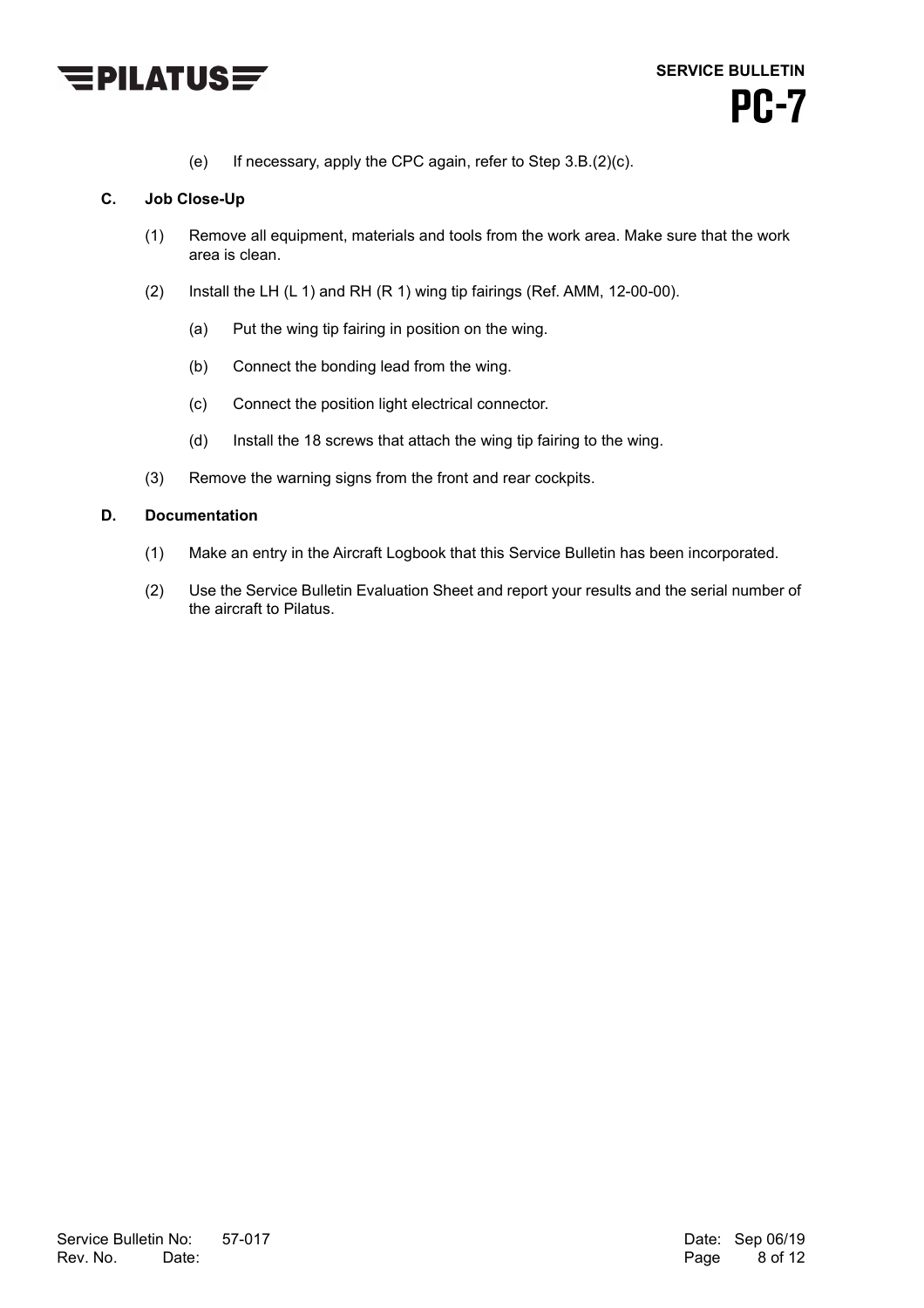(e) If necessary, apply the CPC again, refer to Step 3.B.(2)(c).

### C. Job Close-Up

(1) Remove all equipment, materials and tools from the work area. Make sure that the work area is clean.

(2) Install the LH (L 1) and RH (R 1) wing tip fairings (Ref. AMM, 12-00-00).

(a) Put the wing tip fairing in position on the wing.

(b) Connect the bonding lead from the wing.

(c) Connect the position light electrical connector.

(d) Install the 18 screws that attach the wing tip fairing to the wing.

(3) Remove the warning signs from the front and rear cockpits.

### D. Documentation

(1) Make an entry in the Aircraft Logbook that this Service Bulletin has been incorporated.

(2) Use the Service Bulletin Evaluation Sheet and report your results and the serial number of the aircraft to Pilatus.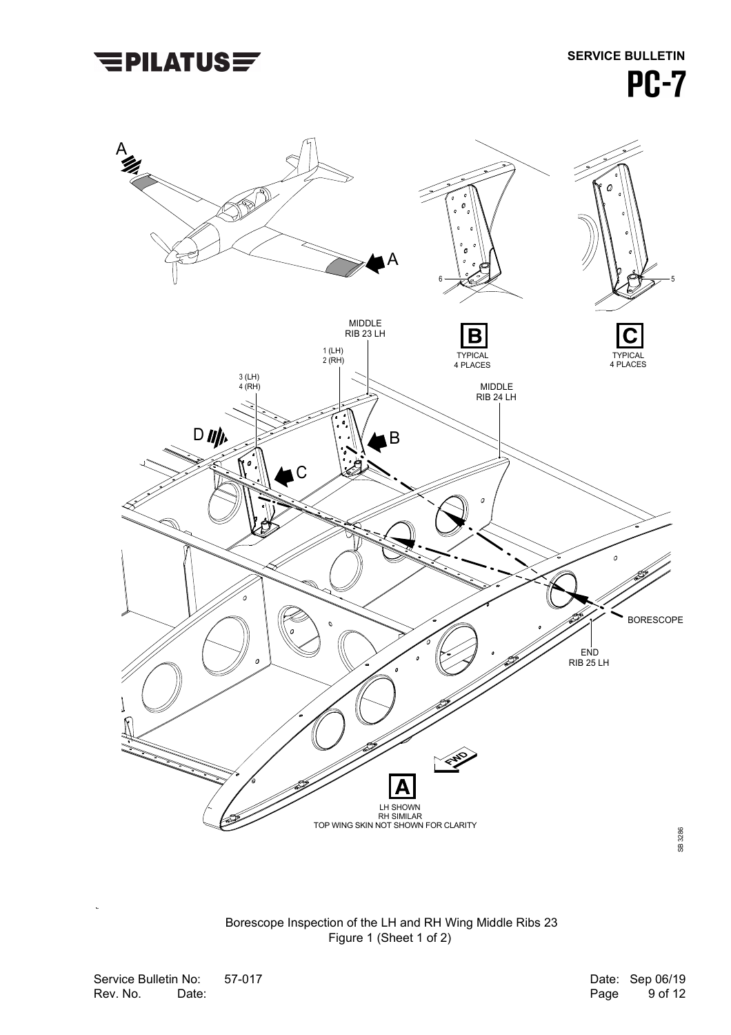A

A

MIDDLE RIB 23 LH

1 (LH)
2 (RH)

3 (LH)
4 (RH)

D

B

C

MIDDLE RIB 24 LH

6

5

**B**
TYPICAL
4 PLACES

**C**
TYPICAL
4 PLACES

BORESCOPE

END RIB 25 LH

FWD

**A**
LH SHOWN
RH SIMILAR
TOP WING SKIN NOT SHOWN FOR CLARITY

SB 3286

Borescope Inspection of the LH and RH Wing Middle Ribs 23
Figure 1 (Sheet 1 of 2)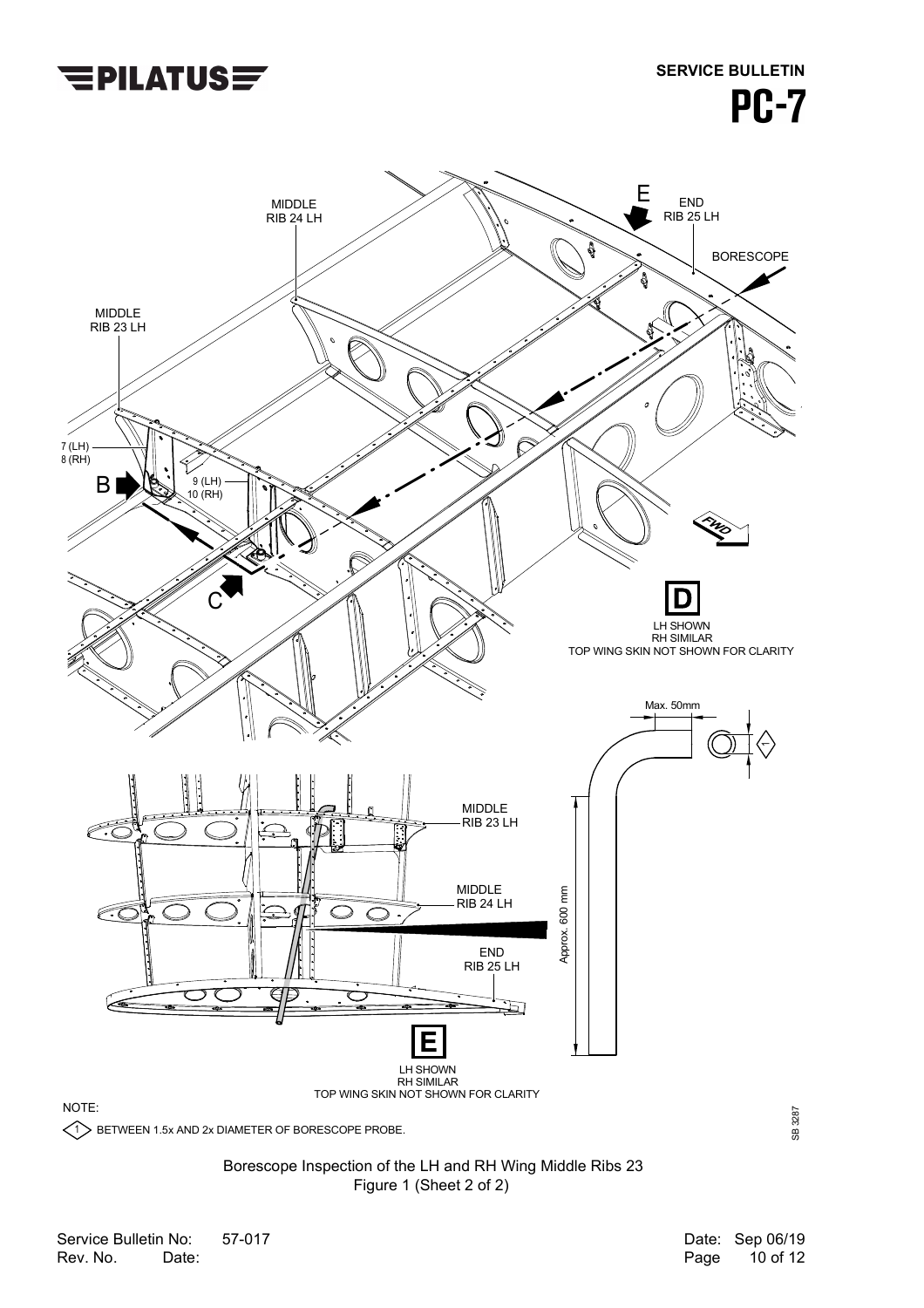NOTE:

1 BETWEEN 1.5x AND 2x DIAMETER OF BORESCOPE PROBE.

Borescope Inspection of the LH and RH Wing Middle Ribs 23
Figure 1 (Sheet 2 of 2)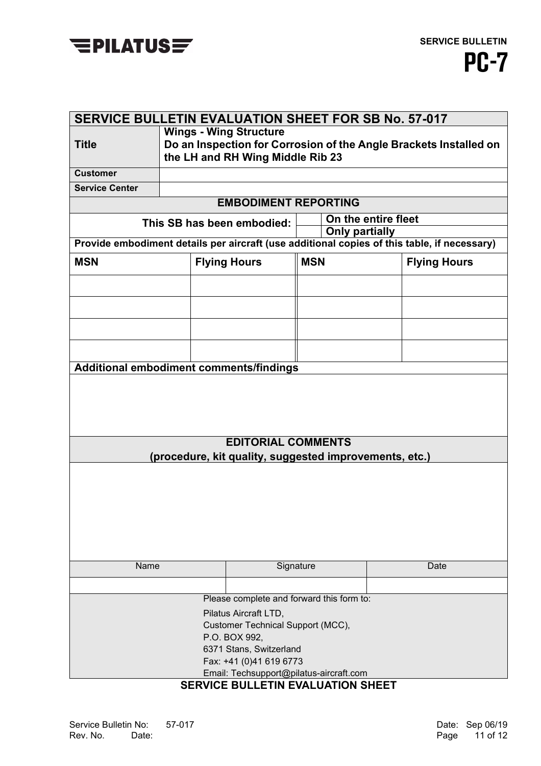| SERVICE BULLETIN EVALUATION SHEET FOR SB No. 57-017 | | | |
|---|---|---|---|
| **Title** | **Wings - Wing Structure**<br>**Do an Inspection for Corrosion of the Angle Brackets Installed on the LH and RH Wing Middle Rib 23** | | |
| **Customer** | | | |
| **Service Center** | | | |

**EMBODIMENT REPORTING**

| This SB has been embodied: | | |
|---|---|---|
| | ☐ | **On the entire fleet** |
| | ☐ | **Only partially** |

**Provide embodiment details per aircraft (use additional copies of this table, if necessary)**

| MSN | Flying Hours | MSN | Flying Hours |
|---|---|---|---|
| | | | |
| | | | |
| | | | |
| | | | |

**Additional embodiment comments/findings**

**EDITORIAL COMMENTS**
**(procedure, kit quality, suggested improvements, etc.)**

| Name | Signature | Date |
|---|---|---|
| | | |

Please complete and forward this form to:

Pilatus Aircraft LTD,
Customer Technical Support (MCC),
P.O. BOX 992,
6371 Stans, Switzerland
Fax: +41 (0)41 619 6773
Email: Techsupport@pilatus-aircraft.com

**SERVICE BULLETIN EVALUATION SHEET**